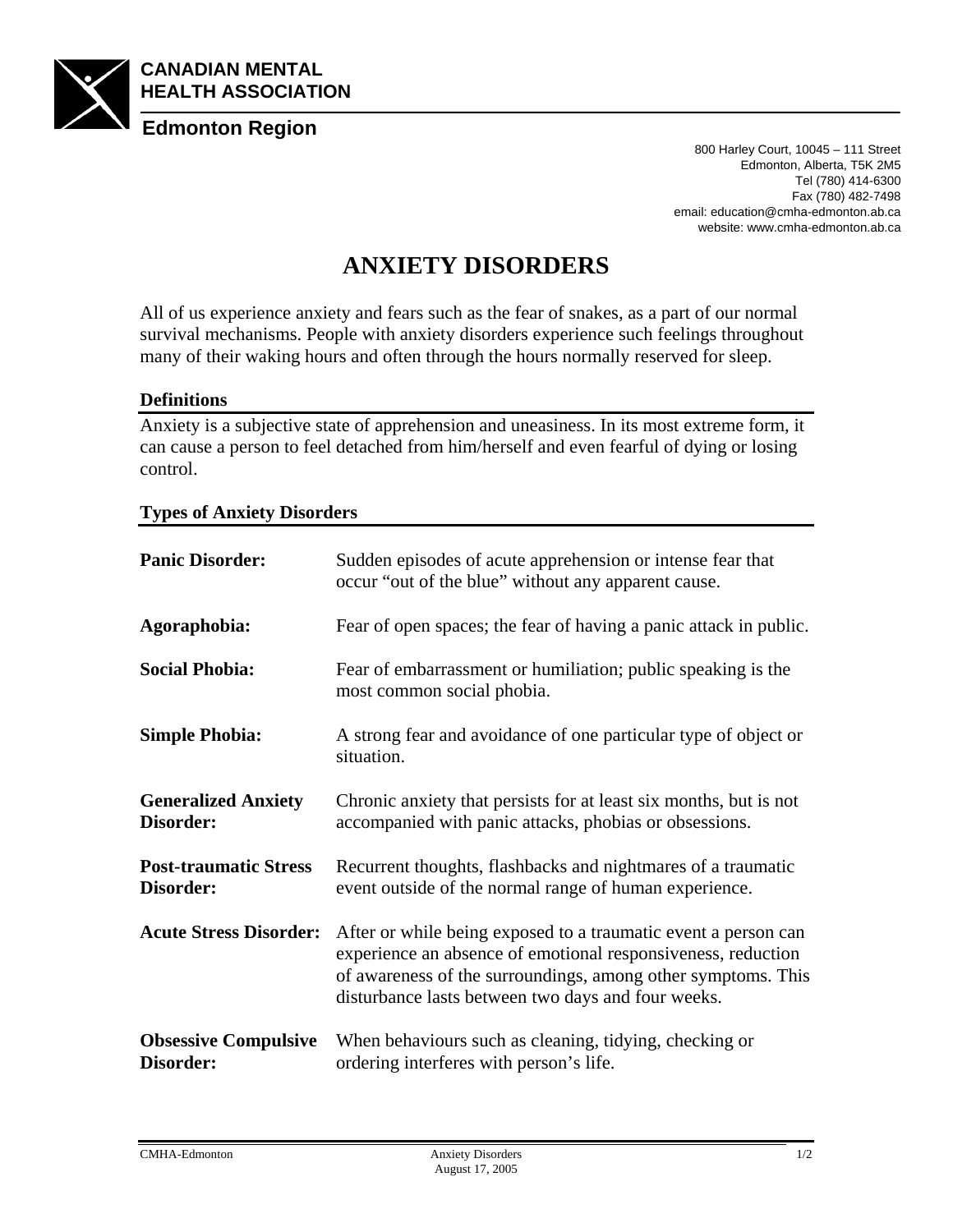**CANADIAN MENTAL HEALTH ASSOCIATION**

**Edmonton Region**

800 Harley Court, 10045 – 111 Street
Edmonton, Alberta, T5K 2M5
Tel (780) 414-6300
Fax (780) 482-7498
email: education@cmha-edmonton.ab.ca
website: www.cmha-edmonton.ab.ca

# ANXIETY DISORDERS

All of us experience anxiety and fears such as the fear of snakes, as a part of our normal survival mechanisms. People with anxiety disorders experience such feelings throughout many of their waking hours and often through the hours normally reserved for sleep.

## Definitions

Anxiety is a subjective state of apprehension and uneasiness. In its most extreme form, it can cause a person to feel detached from him/herself and even fearful of dying or losing control.

## Types of Anxiety Disorders

**Panic Disorder:** Sudden episodes of acute apprehension or intense fear that occur "out of the blue" without any apparent cause.

**Agoraphobia:** Fear of open spaces; the fear of having a panic attack in public.

**Social Phobia:** Fear of embarrassment or humiliation; public speaking is the most common social phobia.

**Simple Phobia:** A strong fear and avoidance of one particular type of object or situation.

**Generalized Anxiety Disorder:** Chronic anxiety that persists for at least six months, but is not accompanied with panic attacks, phobias or obsessions.

**Post-traumatic Stress Disorder:** Recurrent thoughts, flashbacks and nightmares of a traumatic event outside of the normal range of human experience.

**Acute Stress Disorder:** After or while being exposed to a traumatic event a person can experience an absence of emotional responsiveness, reduction of awareness of the surroundings, among other symptoms. This disturbance lasts between two days and four weeks.

**Obsessive Compulsive Disorder:** When behaviours such as cleaning, tidying, checking or ordering interferes with person's life.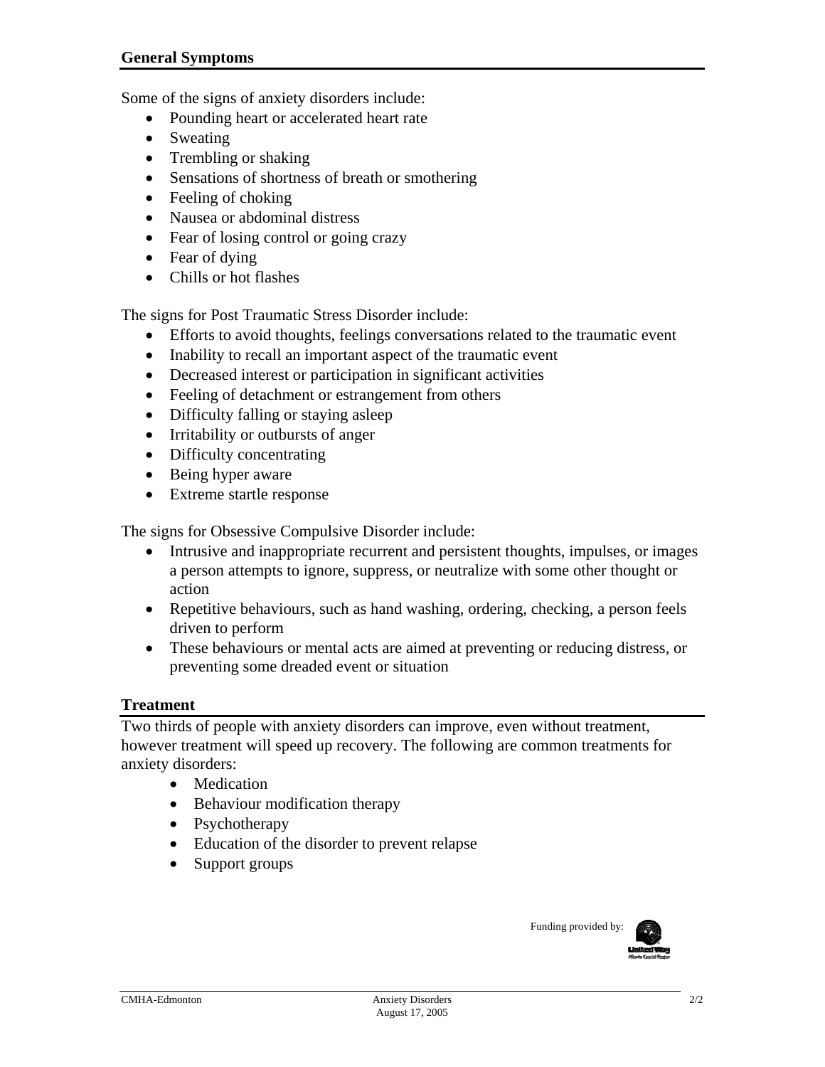## General Symptoms

Some of the signs of anxiety disorders include:

- Pounding heart or accelerated heart rate
- Sweating
- Trembling or shaking
- Sensations of shortness of breath or smothering
- Feeling of choking
- Nausea or abdominal distress
- Fear of losing control or going crazy
- Fear of dying
- Chills or hot flashes

The signs for Post Traumatic Stress Disorder include:

- Efforts to avoid thoughts, feelings conversations related to the traumatic event
- Inability to recall an important aspect of the traumatic event
- Decreased interest or participation in significant activities
- Feeling of detachment or estrangement from others
- Difficulty falling or staying asleep
- Irritability or outbursts of anger
- Difficulty concentrating
- Being hyper aware
- Extreme startle response

The signs for Obsessive Compulsive Disorder include:

- Intrusive and inappropriate recurrent and persistent thoughts, impulses, or images a person attempts to ignore, suppress, or neutralize with some other thought or action
- Repetitive behaviours, such as hand washing, ordering, checking, a person feels driven to perform
- These behaviours or mental acts are aimed at preventing or reducing distress, or preventing some dreaded event or situation

## Treatment

Two thirds of people with anxiety disorders can improve, even without treatment, however treatment will speed up recovery. The following are common treatments for anxiety disorders:

- Medication
- Behaviour modification therapy
- Psychotherapy
- Education of the disorder to prevent relapse
- Support groups

Funding provided by: United Way